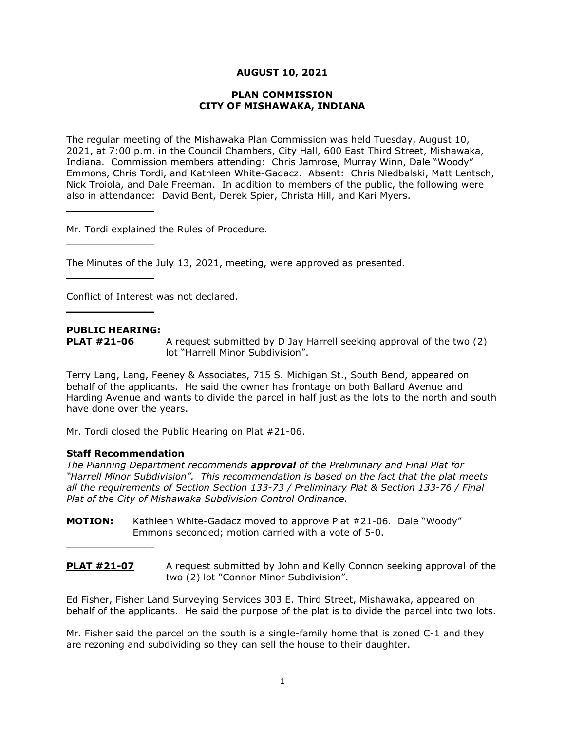# AUGUST 10, 2021

## PLAN COMMISSION
## CITY OF MISHAWAKA, INDIANA

The regular meeting of the Mishawaka Plan Commission was held Tuesday, August 10, 2021, at 7:00 p.m. in the Council Chambers, City Hall, 600 East Third Street, Mishawaka, Indiana. Commission members attending: Chris Jamrose, Murray Winn, Dale "Woody" Emmons, Chris Tordi, and Kathleen White-Gadacz. Absent: Chris Niedbalski, Matt Lentsch, Nick Troiola, and Dale Freeman. In addition to members of the public, the following were also in attendance: David Bent, Derek Spier, Christa Hill, and Kari Myers.

---

Mr. Tordi explained the Rules of Procedure.

---

The Minutes of the July 13, 2021, meeting, were approved as presented.

---

Conflict of Interest was not declared.

---

**PUBLIC HEARING:**

**PLAT #21-06** A request submitted by D Jay Harrell seeking approval of the two (2) lot "Harrell Minor Subdivision".

Terry Lang, Lang, Feeney & Associates, 715 S. Michigan St., South Bend, appeared on behalf of the applicants. He said the owner has frontage on both Ballard Avenue and Harding Avenue and wants to divide the parcel in half just as the lots to the north and south have done over the years.

Mr. Tordi closed the Public Hearing on Plat #21-06.

### Staff Recommendation

*The Planning Department recommends **approval** of the Preliminary and Final Plat for "Harrell Minor Subdivision". This recommendation is based on the fact that the plat meets all the requirements of Section Section 133-73 / Preliminary Plat & Section 133-76 / Final Plat of the City of Mishawaka Subdivision Control Ordinance.*

**MOTION:** Kathleen White-Gadacz moved to approve Plat #21-06. Dale "Woody" Emmons seconded; motion carried with a vote of 5-0.

---

**PLAT #21-07** A request submitted by John and Kelly Connon seeking approval of the two (2) lot "Connor Minor Subdivision".

Ed Fisher, Fisher Land Surveying Services 303 E. Third Street, Mishawaka, appeared on behalf of the applicants. He said the purpose of the plat is to divide the parcel into two lots.

Mr. Fisher said the parcel on the south is a single-family home that is zoned C-1 and they are rezoning and subdividing so they can sell the house to their daughter.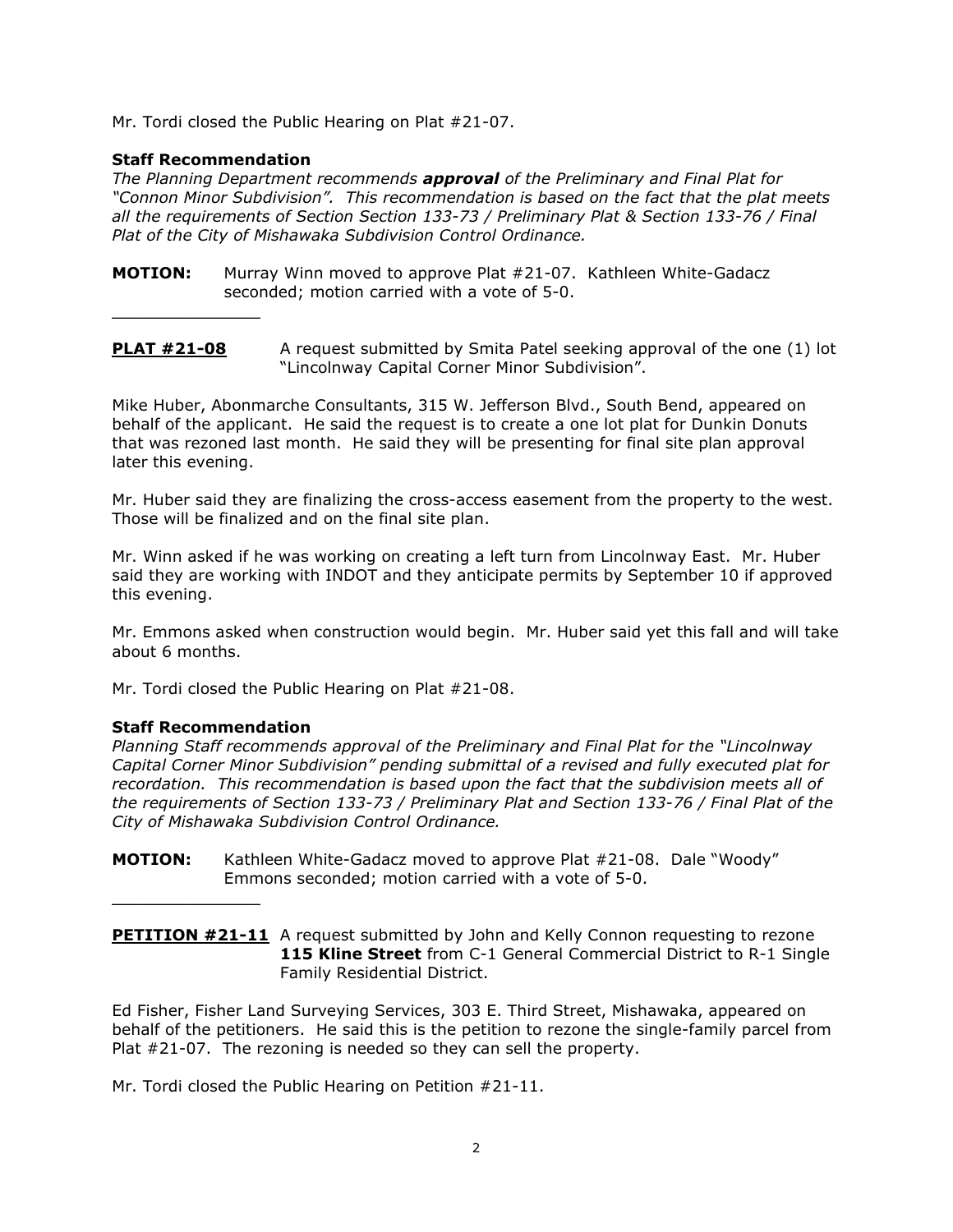Mr. Tordi closed the Public Hearing on Plat #21-07.

**Staff Recommendation**

*The Planning Department recommends **approval** of the Preliminary and Final Plat for "Connon Minor Subdivision". This recommendation is based on the fact that the plat meets all the requirements of Section Section 133-73 / Preliminary Plat & Section 133-76 / Final Plat of the City of Mishawaka Subdivision Control Ordinance.*

**MOTION:** Murray Winn moved to approve Plat #21-07. Kathleen White-Gadacz seconded; motion carried with a vote of 5-0.

---

**PLAT #21-08** A request submitted by Smita Patel seeking approval of the one (1) lot "Lincolnway Capital Corner Minor Subdivision".

Mike Huber, Abonmarche Consultants, 315 W. Jefferson Blvd., South Bend, appeared on behalf of the applicant. He said the request is to create a one lot plat for Dunkin Donuts that was rezoned last month. He said they will be presenting for final site plan approval later this evening.

Mr. Huber said they are finalizing the cross-access easement from the property to the west. Those will be finalized and on the final site plan.

Mr. Winn asked if he was working on creating a left turn from Lincolnway East. Mr. Huber said they are working with INDOT and they anticipate permits by September 10 if approved this evening.

Mr. Emmons asked when construction would begin. Mr. Huber said yet this fall and will take about 6 months.

Mr. Tordi closed the Public Hearing on Plat #21-08.

**Staff Recommendation**

*Planning Staff recommends approval of the Preliminary and Final Plat for the "Lincolnway Capital Corner Minor Subdivision" pending submittal of a revised and fully executed plat for recordation. This recommendation is based upon the fact that the subdivision meets all of the requirements of Section 133-73 / Preliminary Plat and Section 133-76 / Final Plat of the City of Mishawaka Subdivision Control Ordinance.*

**MOTION:** Kathleen White-Gadacz moved to approve Plat #21-08. Dale "Woody" Emmons seconded; motion carried with a vote of 5-0.

---

**PETITION #21-11** A request submitted by John and Kelly Connon requesting to rezone **115 Kline Street** from C-1 General Commercial District to R-1 Single Family Residential District.

Ed Fisher, Fisher Land Surveying Services, 303 E. Third Street, Mishawaka, appeared on behalf of the petitioners. He said this is the petition to rezone the single-family parcel from Plat #21-07. The rezoning is needed so they can sell the property.

Mr. Tordi closed the Public Hearing on Petition #21-11.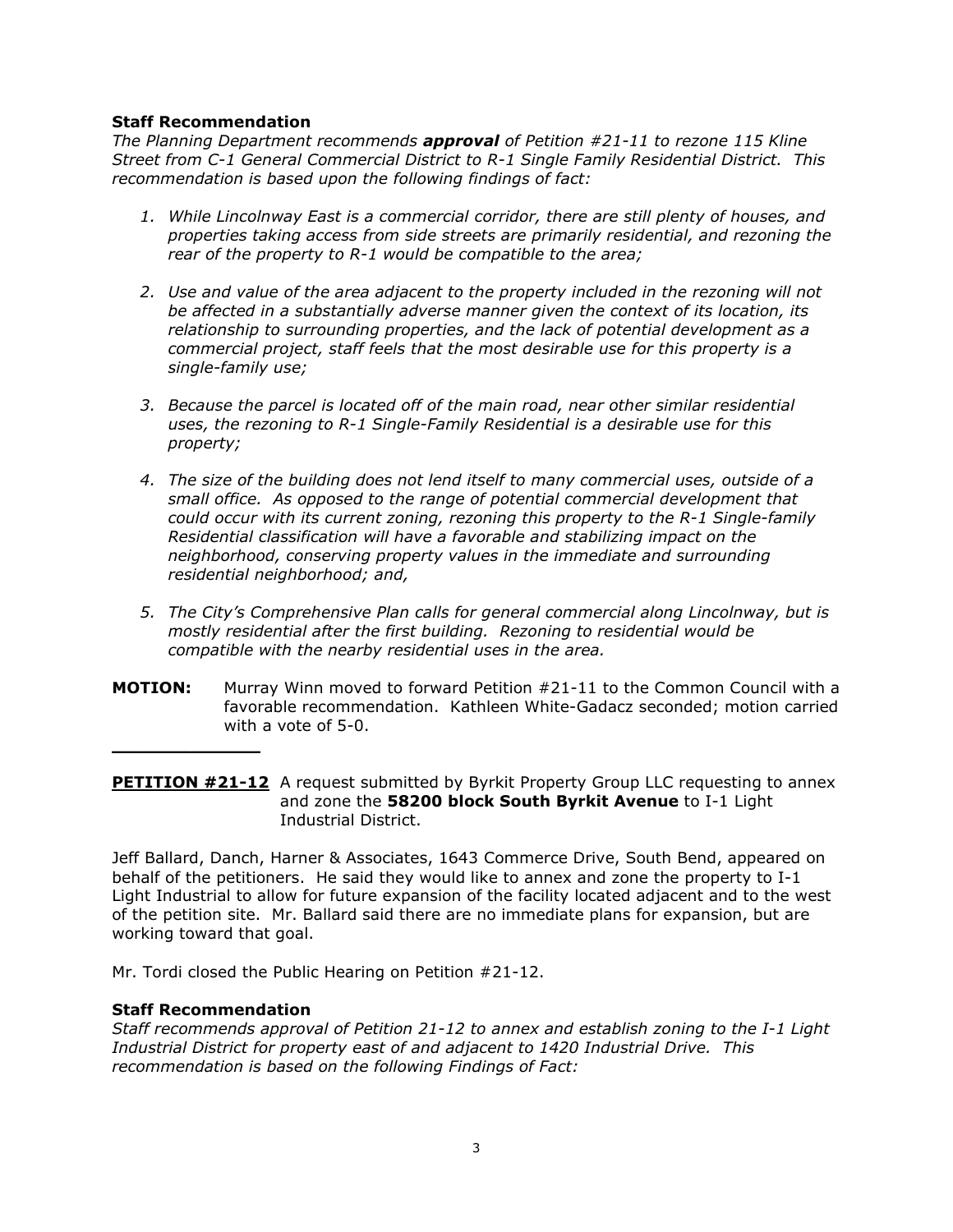**Staff Recommendation**

*The Planning Department recommends **approval** of Petition #21-11 to rezone 115 Kline Street from C-1 General Commercial District to R-1 Single Family Residential District. This recommendation is based upon the following findings of fact:*

1. *While Lincolnway East is a commercial corridor, there are still plenty of houses, and properties taking access from side streets are primarily residential, and rezoning the rear of the property to R-1 would be compatible to the area;*

2. *Use and value of the area adjacent to the property included in the rezoning will not be affected in a substantially adverse manner given the context of its location, its relationship to surrounding properties, and the lack of potential development as a commercial project, staff feels that the most desirable use for this property is a single-family use;*

3. *Because the parcel is located off of the main road, near other similar residential uses, the rezoning to R-1 Single-Family Residential is a desirable use for this property;*

4. *The size of the building does not lend itself to many commercial uses, outside of a small office. As opposed to the range of potential commercial development that could occur with its current zoning, rezoning this property to the R-1 Single-family Residential classification will have a favorable and stabilizing impact on the neighborhood, conserving property values in the immediate and surrounding residential neighborhood; and,*

5. *The City's Comprehensive Plan calls for general commercial along Lincolnway, but is mostly residential after the first building. Rezoning to residential would be compatible with the nearby residential uses in the area.*

**MOTION:** Murray Winn moved to forward Petition #21-11 to the Common Council with a favorable recommendation. Kathleen White-Gadacz seconded; motion carried with a vote of 5-0.

---

**PETITION #21-12** A request submitted by Byrkit Property Group LLC requesting to annex and zone the **58200 block South Byrkit Avenue** to I-1 Light Industrial District.

Jeff Ballard, Danch, Harner & Associates, 1643 Commerce Drive, South Bend, appeared on behalf of the petitioners. He said they would like to annex and zone the property to I-1 Light Industrial to allow for future expansion of the facility located adjacent and to the west of the petition site. Mr. Ballard said there are no immediate plans for expansion, but are working toward that goal.

Mr. Tordi closed the Public Hearing on Petition #21-12.

**Staff Recommendation**

*Staff recommends approval of Petition 21-12 to annex and establish zoning to the I-1 Light Industrial District for property east of and adjacent to 1420 Industrial Drive. This recommendation is based on the following Findings of Fact:*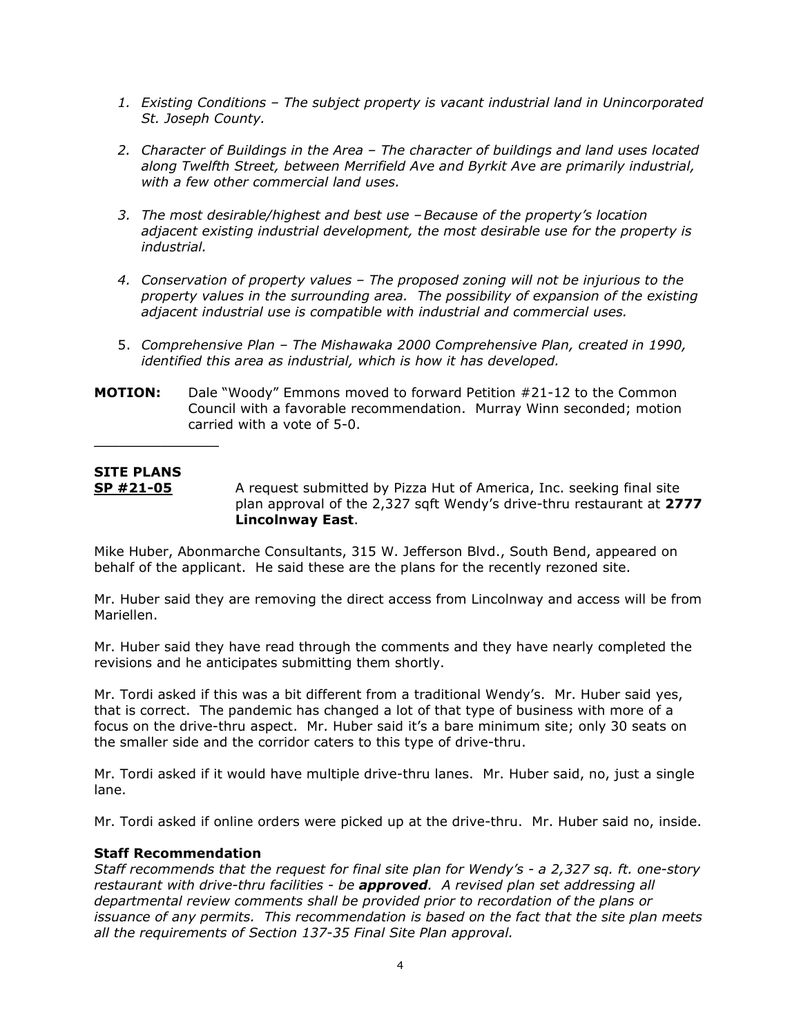1. *Existing Conditions – The subject property is vacant industrial land in Unincorporated St. Joseph County.*

2. *Character of Buildings in the Area – The character of buildings and land uses located along Twelfth Street, between Merrifield Ave and Byrkit Ave are primarily industrial, with a few other commercial land uses.*

3. *The most desirable/highest and best use –Because of the property's location adjacent existing industrial development, the most desirable use for the property is industrial.*

4. *Conservation of property values – The proposed zoning will not be injurious to the property values in the surrounding area. The possibility of expansion of the existing adjacent industrial use is compatible with industrial and commercial uses.*

5. *Comprehensive Plan – The Mishawaka 2000 Comprehensive Plan, created in 1990, identified this area as industrial, which is how it has developed.*

**MOTION:** Dale "Woody" Emmons moved to forward Petition #21-12 to the Common Council with a favorable recommendation. Murray Winn seconded; motion carried with a vote of 5-0.

---

**SITE PLANS**

**SP #21-05** A request submitted by Pizza Hut of America, Inc. seeking final site plan approval of the 2,327 sqft Wendy's drive-thru restaurant at **2777 Lincolnway East**.

Mike Huber, Abonmarche Consultants, 315 W. Jefferson Blvd., South Bend, appeared on behalf of the applicant. He said these are the plans for the recently rezoned site.

Mr. Huber said they are removing the direct access from Lincolnway and access will be from Mariellen.

Mr. Huber said they have read through the comments and they have nearly completed the revisions and he anticipates submitting them shortly.

Mr. Tordi asked if this was a bit different from a traditional Wendy's. Mr. Huber said yes, that is correct. The pandemic has changed a lot of that type of business with more of a focus on the drive-thru aspect. Mr. Huber said it's a bare minimum site; only 30 seats on the smaller side and the corridor caters to this type of drive-thru.

Mr. Tordi asked if it would have multiple drive-thru lanes. Mr. Huber said, no, just a single lane.

Mr. Tordi asked if online orders were picked up at the drive-thru. Mr. Huber said no, inside.

**Staff Recommendation**

*Staff recommends that the request for final site plan for Wendy's - a 2,327 sq. ft. one-story restaurant with drive-thru facilities - be **approved**. A revised plan set addressing all departmental review comments shall be provided prior to recordation of the plans or issuance of any permits. This recommendation is based on the fact that the site plan meets all the requirements of Section 137-35 Final Site Plan approval.*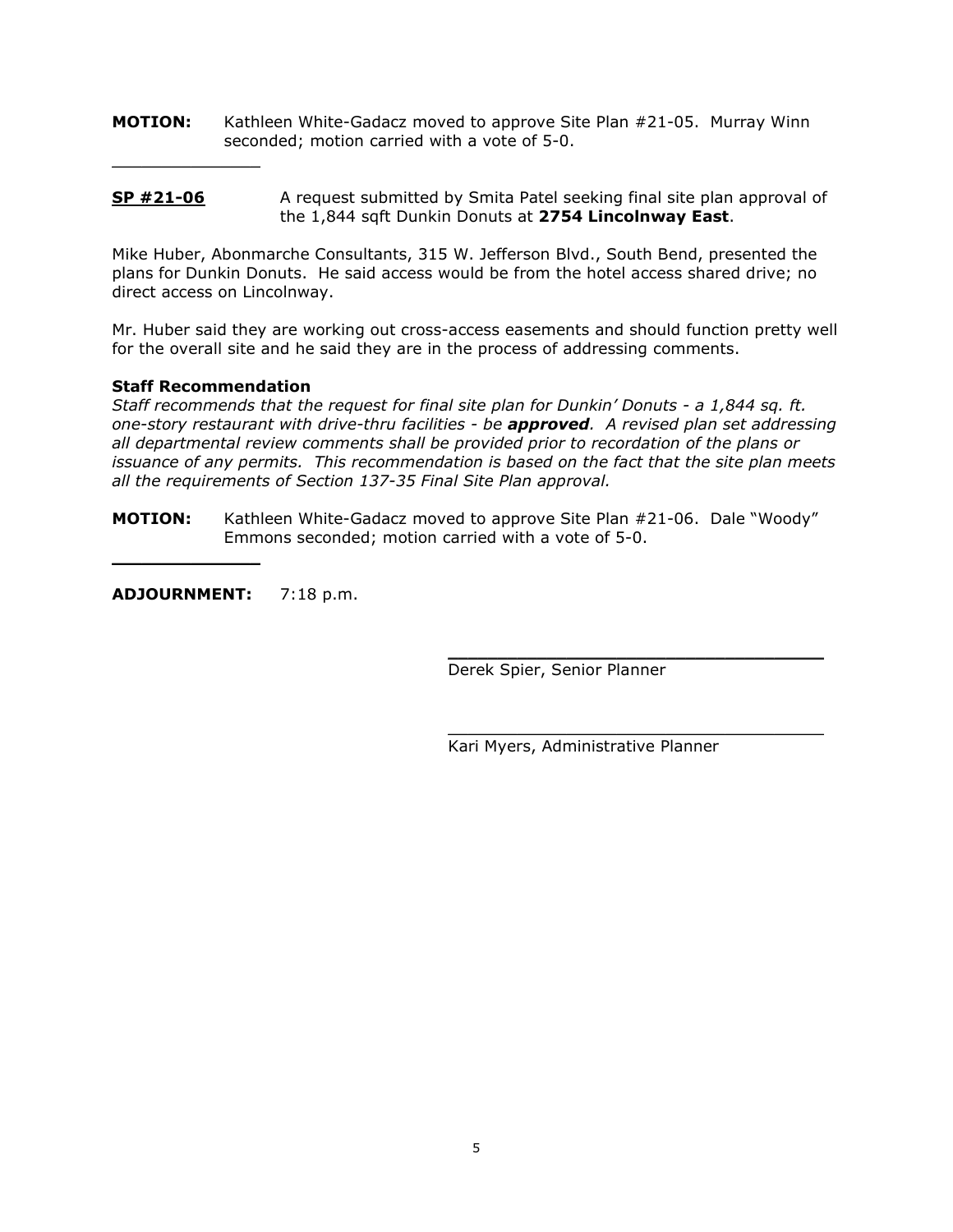**MOTION:** Kathleen White-Gadacz moved to approve Site Plan #21-05. Murray Winn seconded; motion carried with a vote of 5-0.

---

**SP #21-06** A request submitted by Smita Patel seeking final site plan approval of the 1,844 sqft Dunkin Donuts at **2754 Lincolnway East**.

Mike Huber, Abonmarche Consultants, 315 W. Jefferson Blvd., South Bend, presented the plans for Dunkin Donuts. He said access would be from the hotel access shared drive; no direct access on Lincolnway.

Mr. Huber said they are working out cross-access easements and should function pretty well for the overall site and he said they are in the process of addressing comments.

**Staff Recommendation**

*Staff recommends that the request for final site plan for Dunkin' Donuts - a 1,844 sq. ft. one-story restaurant with drive-thru facilities - be **approved**. A revised plan set addressing all departmental review comments shall be provided prior to recordation of the plans or issuance of any permits. This recommendation is based on the fact that the site plan meets all the requirements of Section 137-35 Final Site Plan approval.*

**MOTION:** Kathleen White-Gadacz moved to approve Site Plan #21-06. Dale "Woody" Emmons seconded; motion carried with a vote of 5-0.

---

**ADJOURNMENT:** 7:18 p.m.

Derek Spier, Senior Planner

Kari Myers, Administrative Planner